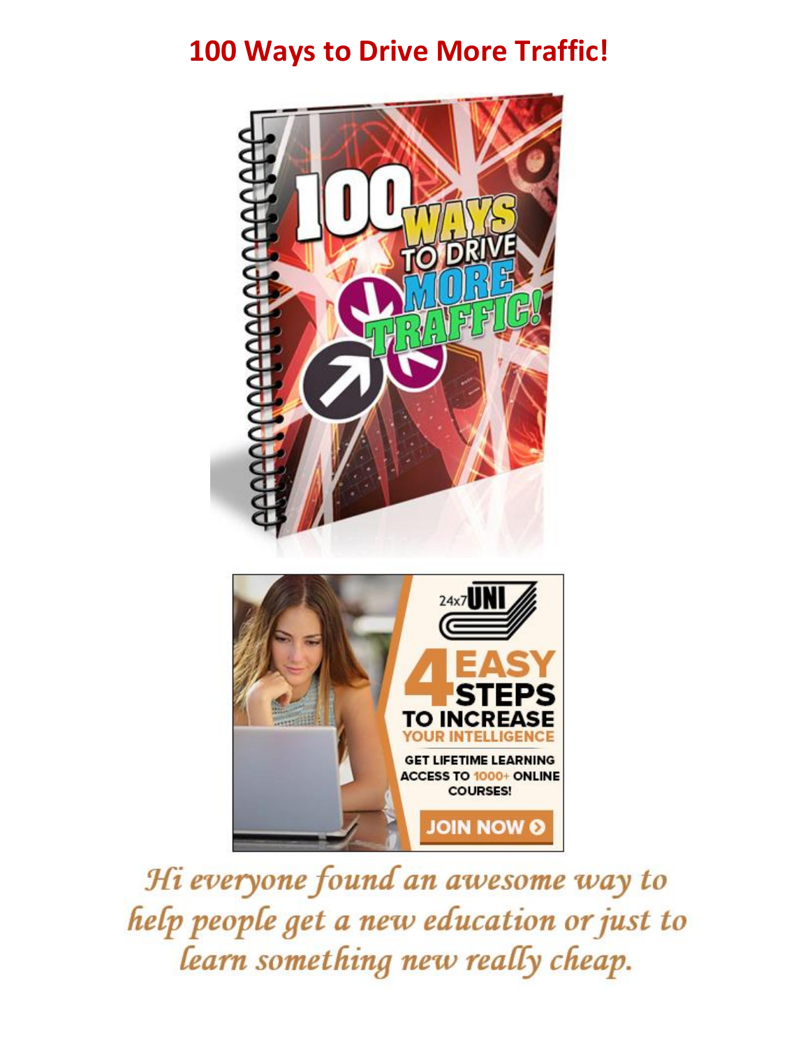# 100 Ways to Drive More Traffic!

*Hi everyone found an awesome way to help people get a new education or just to learn something new really cheap.*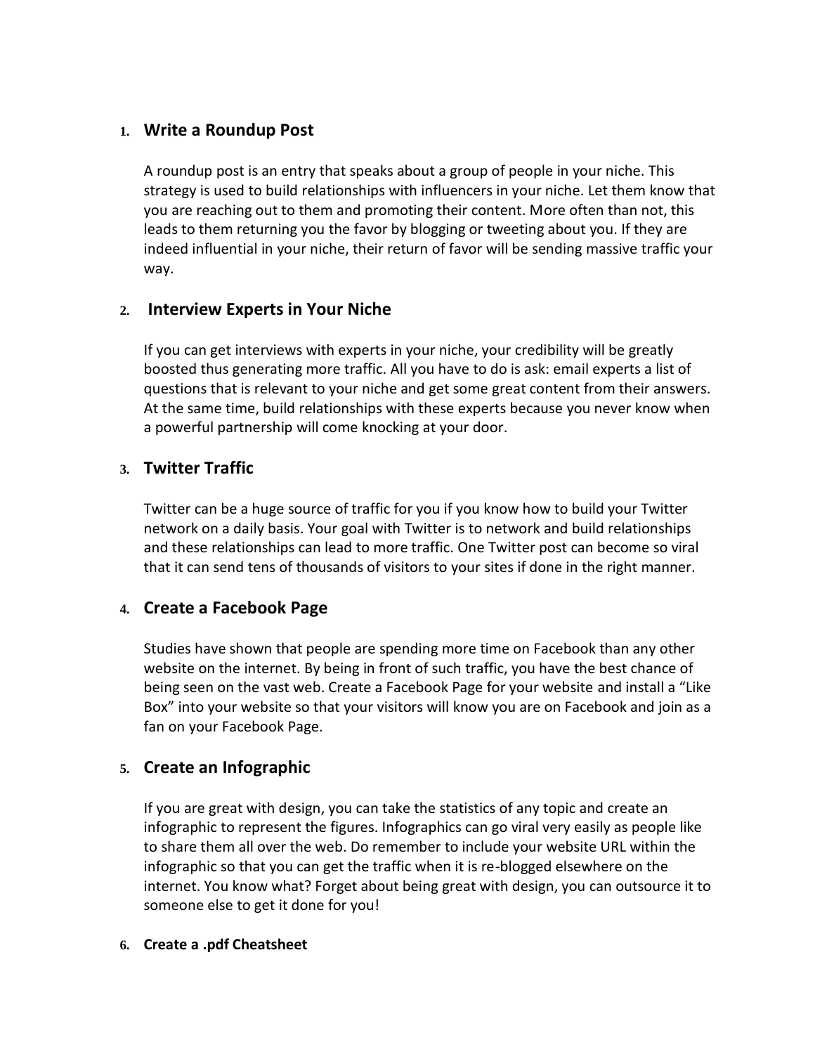1. **Write a Roundup Post**

   A roundup post is an entry that speaks about a group of people in your niche. This strategy is used to build relationships with influencers in your niche. Let them know that you are reaching out to them and promoting their content. More often than not, this leads to them returning you the favor by blogging or tweeting about you. If they are indeed influential in your niche, their return of favor will be sending massive traffic your way.

2. **Interview Experts in Your Niche**

   If you can get interviews with experts in your niche, your credibility will be greatly boosted thus generating more traffic. All you have to do is ask: email experts a list of questions that is relevant to your niche and get some great content from their answers. At the same time, build relationships with these experts because you never know when a powerful partnership will come knocking at your door.

3. **Twitter Traffic**

   Twitter can be a huge source of traffic for you if you know how to build your Twitter network on a daily basis. Your goal with Twitter is to network and build relationships and these relationships can lead to more traffic. One Twitter post can become so viral that it can send tens of thousands of visitors to your sites if done in the right manner.

4. **Create a Facebook Page**

   Studies have shown that people are spending more time on Facebook than any other website on the internet. By being in front of such traffic, you have the best chance of being seen on the vast web. Create a Facebook Page for your website and install a "Like Box" into your website so that your visitors will know you are on Facebook and join as a fan on your Facebook Page.

5. **Create an Infographic**

   If you are great with design, you can take the statistics of any topic and create an infographic to represent the figures. Infographics can go viral very easily as people like to share them all over the web. Do remember to include your website URL within the infographic so that you can get the traffic when it is re-blogged elsewhere on the internet. You know what? Forget about being great with design, you can outsource it to someone else to get it done for you!

6. **Create a .pdf Cheatsheet**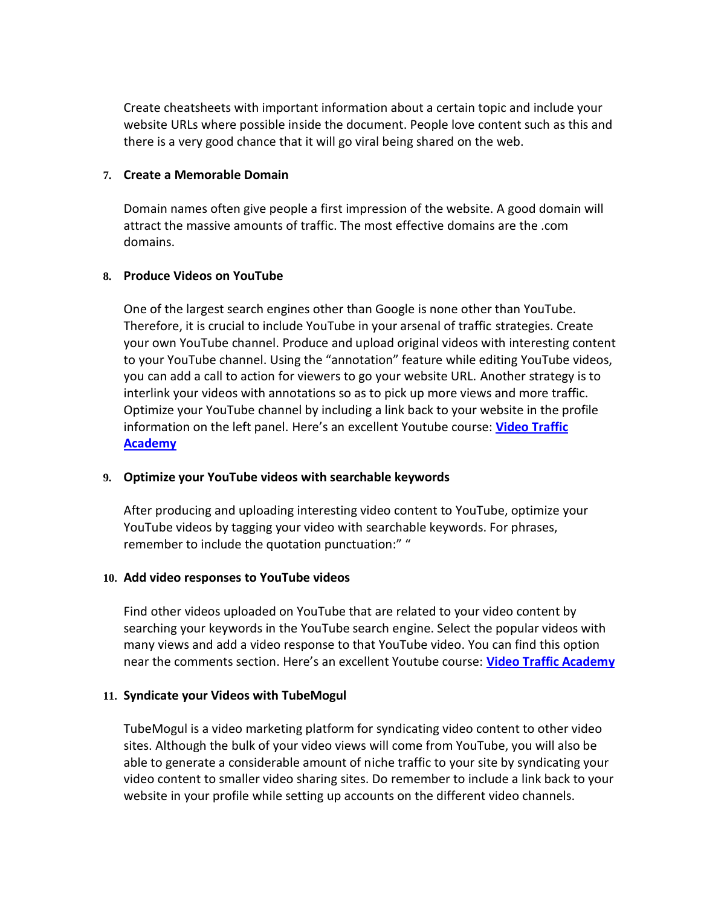Create cheatsheets with important information about a certain topic and include your website URLs where possible inside the document. People love content such as this and there is a very good chance that it will go viral being shared on the web.

7. **Create a Memorable Domain**

Domain names often give people a first impression of the website. A good domain will attract the massive amounts of traffic. The most effective domains are the .com domains.

8. **Produce Videos on YouTube**

One of the largest search engines other than Google is none other than YouTube. Therefore, it is crucial to include YouTube in your arsenal of traffic strategies. Create your own YouTube channel. Produce and upload original videos with interesting content to your YouTube channel. Using the "annotation" feature while editing YouTube videos, you can add a call to action for viewers to go your website URL. Another strategy is to interlink your videos with annotations so as to pick up more views and more traffic. Optimize your YouTube channel by including a link back to your website in the profile information on the left panel. Here's an excellent Youtube course: **Video Traffic Academy**

9. **Optimize your YouTube videos with searchable keywords**

After producing and uploading interesting video content to YouTube, optimize your YouTube videos by tagging your video with searchable keywords. For phrases, remember to include the quotation punctuation:" "

10. **Add video responses to YouTube videos**

Find other videos uploaded on YouTube that are related to your video content by searching your keywords in the YouTube search engine. Select the popular videos with many views and add a video response to that YouTube video. You can find this option near the comments section. Here's an excellent Youtube course: **Video Traffic Academy**

11. **Syndicate your Videos with TubeMogul**

TubeMogul is a video marketing platform for syndicating video content to other video sites. Although the bulk of your video views will come from YouTube, you will also be able to generate a considerable amount of niche traffic to your site by syndicating your video content to smaller video sharing sites. Do remember to include a link back to your website in your profile while setting up accounts on the different video channels.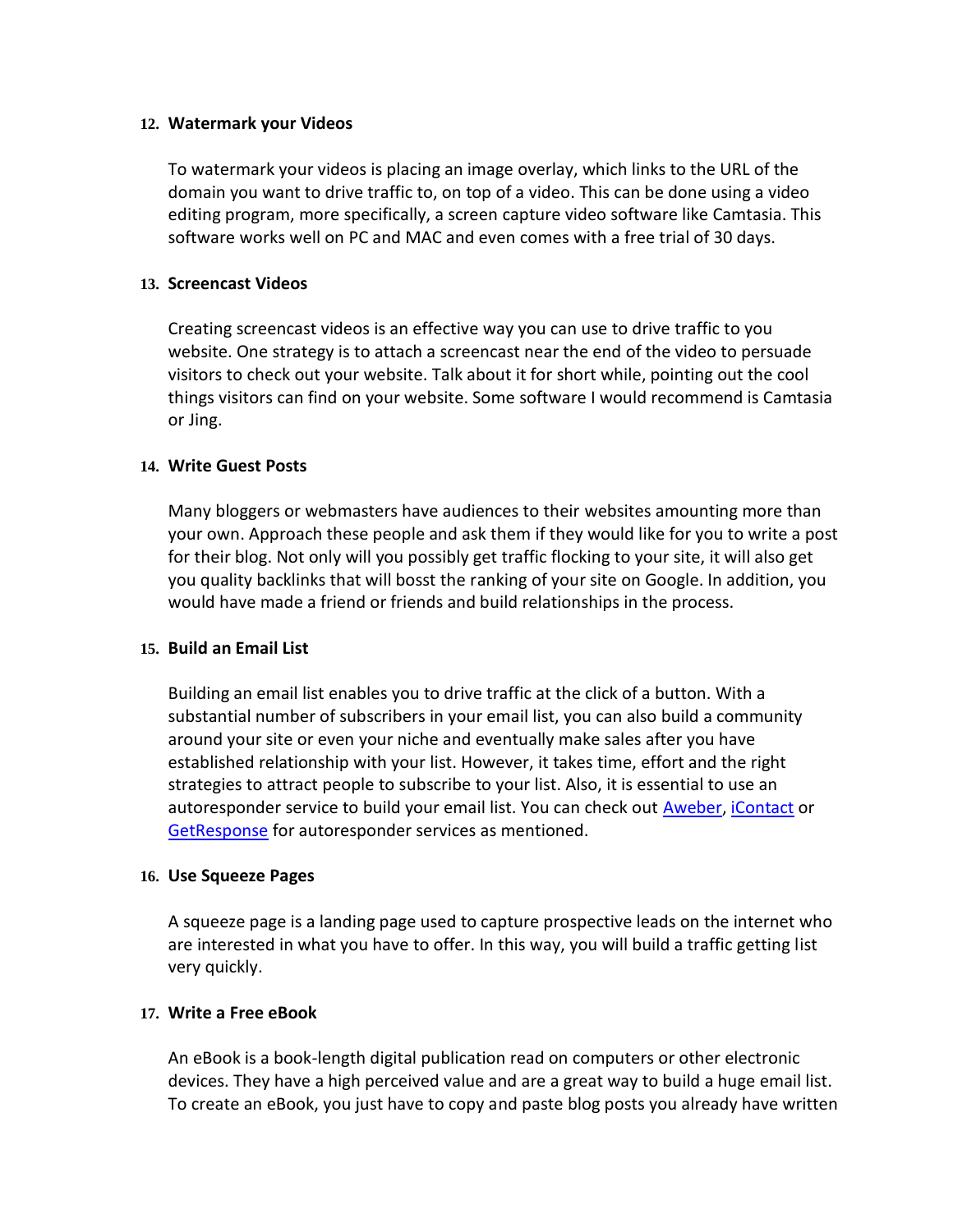12. **Watermark your Videos**

 To watermark your videos is placing an image overlay, which links to the URL of the domain you want to drive traffic to, on top of a video. This can be done using a video editing program, more specifically, a screen capture video software like Camtasia. This software works well on PC and MAC and even comes with a free trial of 30 days.

13. **Screencast Videos**

 Creating screencast videos is an effective way you can use to drive traffic to you website. One strategy is to attach a screencast near the end of the video to persuade visitors to check out your website. Talk about it for short while, pointing out the cool things visitors can find on your website. Some software I would recommend is Camtasia or Jing.

14. **Write Guest Posts**

 Many bloggers or webmasters have audiences to their websites amounting more than your own. Approach these people and ask them if they would like for you to write a post for their blog. Not only will you possibly get traffic flocking to your site, it will also get you quality backlinks that will bosst the ranking of your site on Google. In addition, you would have made a friend or friends and build relationships in the process.

15. **Build an Email List**

 Building an email list enables you to drive traffic at the click of a button. With a substantial number of subscribers in your email list, you can also build a community around your site or even your niche and eventually make sales after you have established relationship with your list. However, it takes time, effort and the right strategies to attract people to subscribe to your list. Also, it is essential to use an autoresponder service to build your email list. You can check out Aweber, iContact or GetResponse for autoresponder services as mentioned.

16. **Use Squeeze Pages**

 A squeeze page is a landing page used to capture prospective leads on the internet who are interested in what you have to offer. In this way, you will build a traffic getting list very quickly.

17. **Write a Free eBook**

 An eBook is a book-length digital publication read on computers or other electronic devices. They have a high perceived value and are a great way to build a huge email list. To create an eBook, you just have to copy and paste blog posts you already have written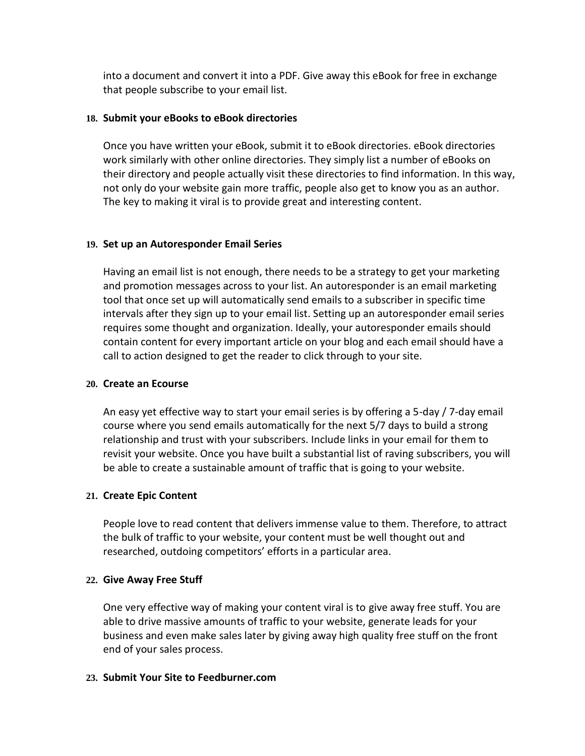into a document and convert it into a PDF. Give away this eBook for free in exchange that people subscribe to your email list.

**18. Submit your eBooks to eBook directories**

Once you have written your eBook, submit it to eBook directories. eBook directories work similarly with other online directories. They simply list a number of eBooks on their directory and people actually visit these directories to find information. In this way, not only do your website gain more traffic, people also get to know you as an author. The key to making it viral is to provide great and interesting content.

**19. Set up an Autoresponder Email Series**

Having an email list is not enough, there needs to be a strategy to get your marketing and promotion messages across to your list. An autoresponder is an email marketing tool that once set up will automatically send emails to a subscriber in specific time intervals after they sign up to your email list. Setting up an autoresponder email series requires some thought and organization. Ideally, your autoresponder emails should contain content for every important article on your blog and each email should have a call to action designed to get the reader to click through to your site.

**20. Create an Ecourse**

An easy yet effective way to start your email series is by offering a 5-day / 7-day email course where you send emails automatically for the next 5/7 days to build a strong relationship and trust with your subscribers. Include links in your email for them to revisit your website. Once you have built a substantial list of raving subscribers, you will be able to create a sustainable amount of traffic that is going to your website.

**21. Create Epic Content**

People love to read content that delivers immense value to them. Therefore, to attract the bulk of traffic to your website, your content must be well thought out and researched, outdoing competitors' efforts in a particular area.

**22. Give Away Free Stuff**

One very effective way of making your content viral is to give away free stuff. You are able to drive massive amounts of traffic to your website, generate leads for your business and even make sales later by giving away high quality free stuff on the front end of your sales process.

**23. Submit Your Site to Feedburner.com**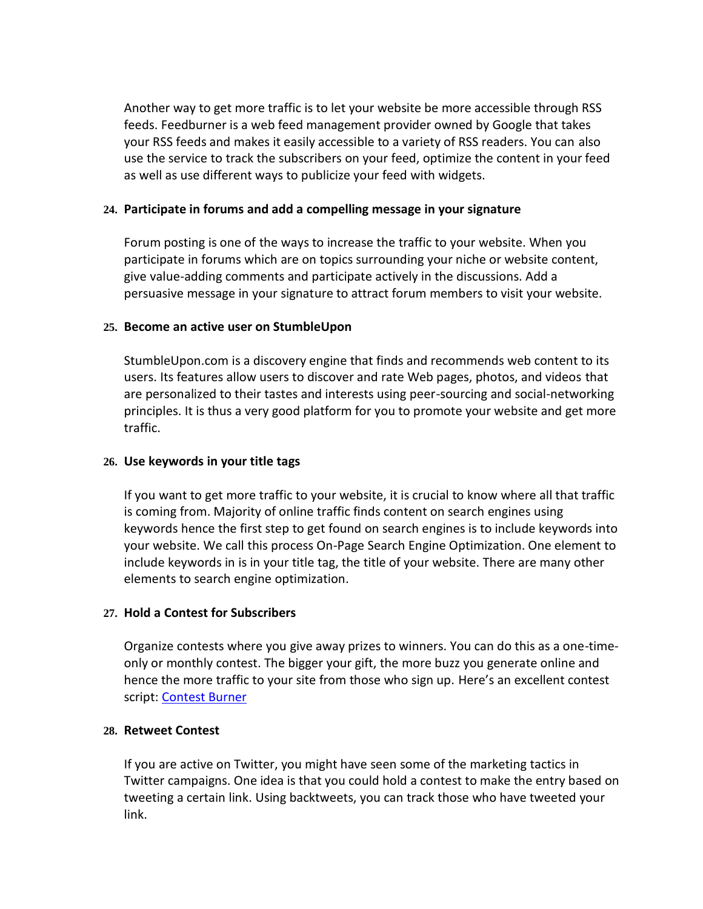Another way to get more traffic is to let your website be more accessible through RSS feeds. Feedburner is a web feed management provider owned by Google that takes your RSS feeds and makes it easily accessible to a variety of RSS readers. You can also use the service to track the subscribers on your feed, optimize the content in your feed as well as use different ways to publicize your feed with widgets.

**24. Participate in forums and add a compelling message in your signature**

Forum posting is one of the ways to increase the traffic to your website. When you participate in forums which are on topics surrounding your niche or website content, give value-adding comments and participate actively in the discussions. Add a persuasive message in your signature to attract forum members to visit your website.

**25. Become an active user on StumbleUpon**

StumbleUpon.com is a discovery engine that finds and recommends web content to its users. Its features allow users to discover and rate Web pages, photos, and videos that are personalized to their tastes and interests using peer-sourcing and social-networking principles. It is thus a very good platform for you to promote your website and get more traffic.

**26. Use keywords in your title tags**

If you want to get more traffic to your website, it is crucial to know where all that traffic is coming from. Majority of online traffic finds content on search engines using keywords hence the first step to get found on search engines is to include keywords into your website. We call this process On-Page Search Engine Optimization. One element to include keywords in is in your title tag, the title of your website. There are many other elements to search engine optimization.

**27. Hold a Contest for Subscribers**

Organize contests where you give away prizes to winners. You can do this as a one-time-only or monthly contest. The bigger your gift, the more buzz you generate online and hence the more traffic to your site from those who sign up. Here's an excellent contest script: Contest Burner

**28. Retweet Contest**

If you are active on Twitter, you might have seen some of the marketing tactics in Twitter campaigns. One idea is that you could hold a contest to make the entry based on tweeting a certain link. Using backtweets, you can track those who have tweeted your link.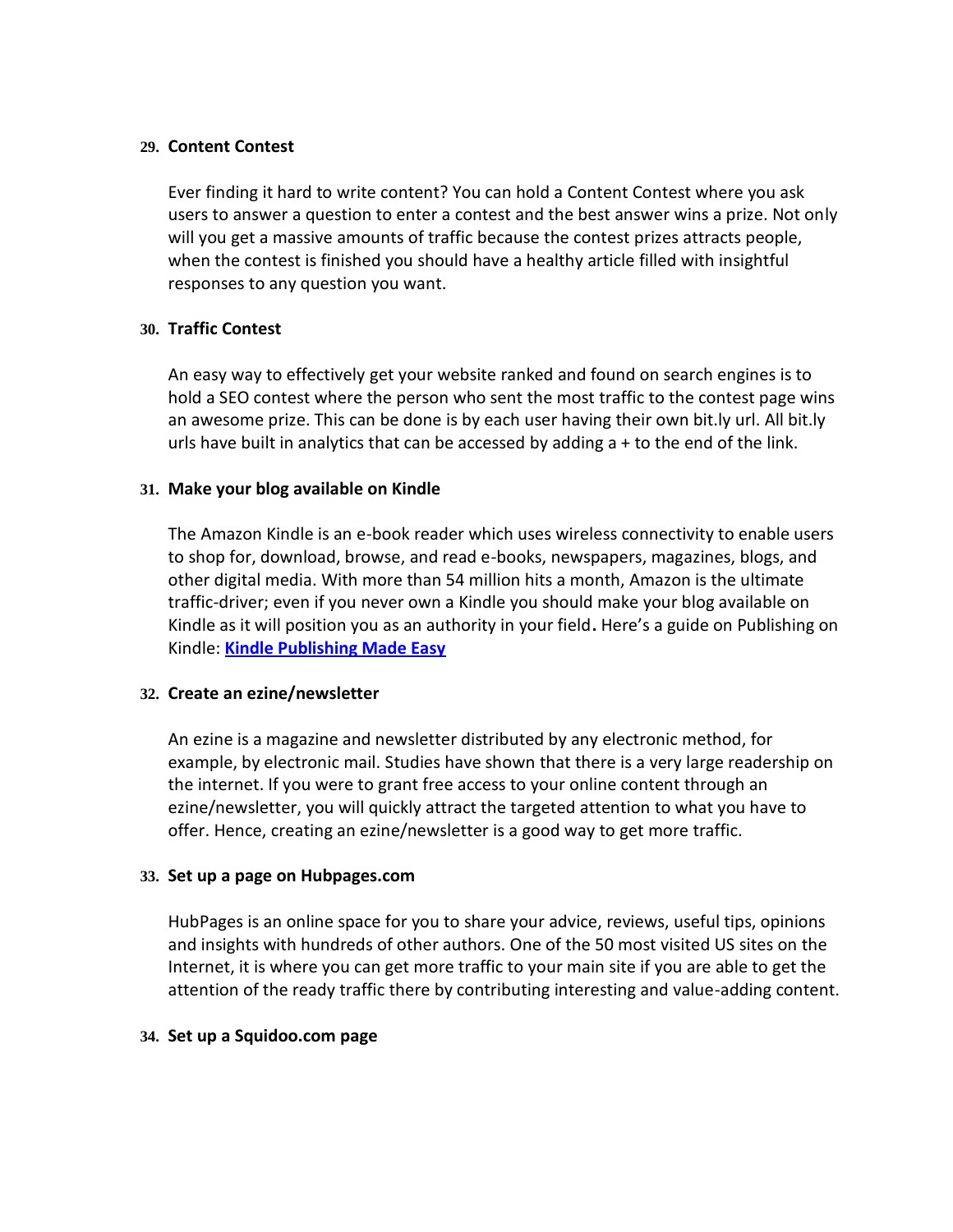**29. Content Contest**

Ever finding it hard to write content? You can hold a Content Contest where you ask users to answer a question to enter a contest and the best answer wins a prize. Not only will you get a massive amounts of traffic because the contest prizes attracts people, when the contest is finished you should have a healthy article filled with insightful responses to any question you want.

**30. Traffic Contest**

An easy way to effectively get your website ranked and found on search engines is to hold a SEO contest where the person who sent the most traffic to the contest page wins an awesome prize. This can be done is by each user having their own bit.ly url. All bit.ly urls have built in analytics that can be accessed by adding a + to the end of the link.

**31. Make your blog available on Kindle**

The Amazon Kindle is an e-book reader which uses wireless connectivity to enable users to shop for, download, browse, and read e-books, newspapers, magazines, blogs, and other digital media. With more than 54 million hits a month, Amazon is the ultimate traffic-driver; even if you never own a Kindle you should make your blog available on Kindle as it will position you as an authority in your field. Here's a guide on Publishing on Kindle: **Kindle Publishing Made Easy**

**32. Create an ezine/newsletter**

An ezine is a magazine and newsletter distributed by any electronic method, for example, by electronic mail. Studies have shown that there is a very large readership on the internet. If you were to grant free access to your online content through an ezine/newsletter, you will quickly attract the targeted attention to what you have to offer. Hence, creating an ezine/newsletter is a good way to get more traffic.

**33. Set up a page on Hubpages.com**

HubPages is an online space for you to share your advice, reviews, useful tips, opinions and insights with hundreds of other authors. One of the 50 most visited US sites on the Internet, it is where you can get more traffic to your main site if you are able to get the attention of the ready traffic there by contributing interesting and value-adding content.

**34. Set up a Squidoo.com page**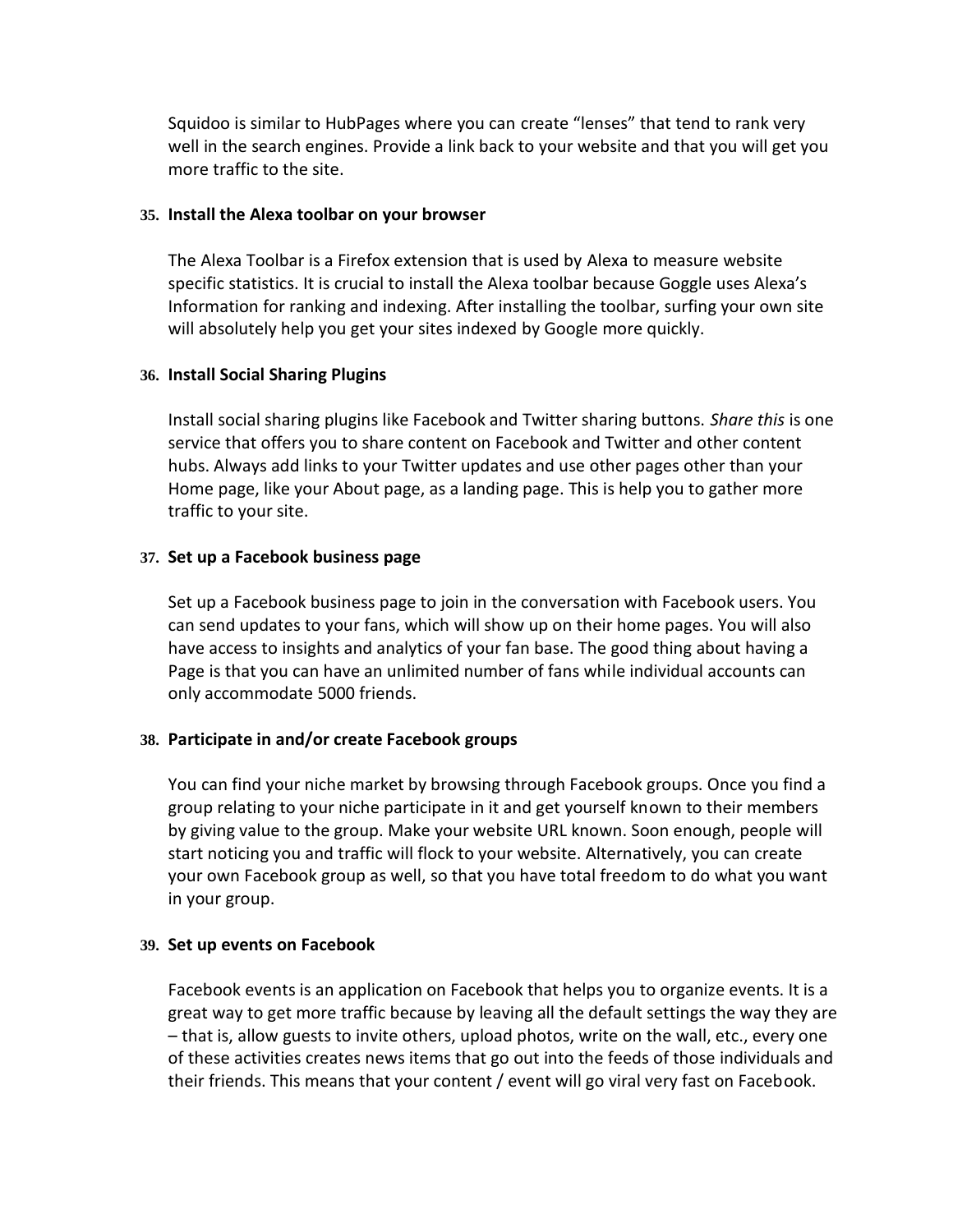Squidoo is similar to HubPages where you can create "lenses" that tend to rank very well in the search engines. Provide a link back to your website and that you will get you more traffic to the site.

**35. Install the Alexa toolbar on your browser**

The Alexa Toolbar is a Firefox extension that is used by Alexa to measure website specific statistics. It is crucial to install the Alexa toolbar because Goggle uses Alexa's Information for ranking and indexing. After installing the toolbar, surfing your own site will absolutely help you get your sites indexed by Google more quickly.

**36. Install Social Sharing Plugins**

Install social sharing plugins like Facebook and Twitter sharing buttons. *Share this* is one service that offers you to share content on Facebook and Twitter and other content hubs. Always add links to your Twitter updates and use other pages other than your Home page, like your About page, as a landing page. This is help you to gather more traffic to your site.

**37. Set up a Facebook business page**

Set up a Facebook business page to join in the conversation with Facebook users. You can send updates to your fans, which will show up on their home pages. You will also have access to insights and analytics of your fan base. The good thing about having a Page is that you can have an unlimited number of fans while individual accounts can only accommodate 5000 friends.

**38. Participate in and/or create Facebook groups**

You can find your niche market by browsing through Facebook groups. Once you find a group relating to your niche participate in it and get yourself known to their members by giving value to the group. Make your website URL known. Soon enough, people will start noticing you and traffic will flock to your website. Alternatively, you can create your own Facebook group as well, so that you have total freedom to do what you want in your group.

**39. Set up events on Facebook**

Facebook events is an application on Facebook that helps you to organize events. It is a great way to get more traffic because by leaving all the default settings the way they are – that is, allow guests to invite others, upload photos, write on the wall, etc., every one of these activities creates news items that go out into the feeds of those individuals and their friends. This means that your content / event will go viral very fast on Facebook.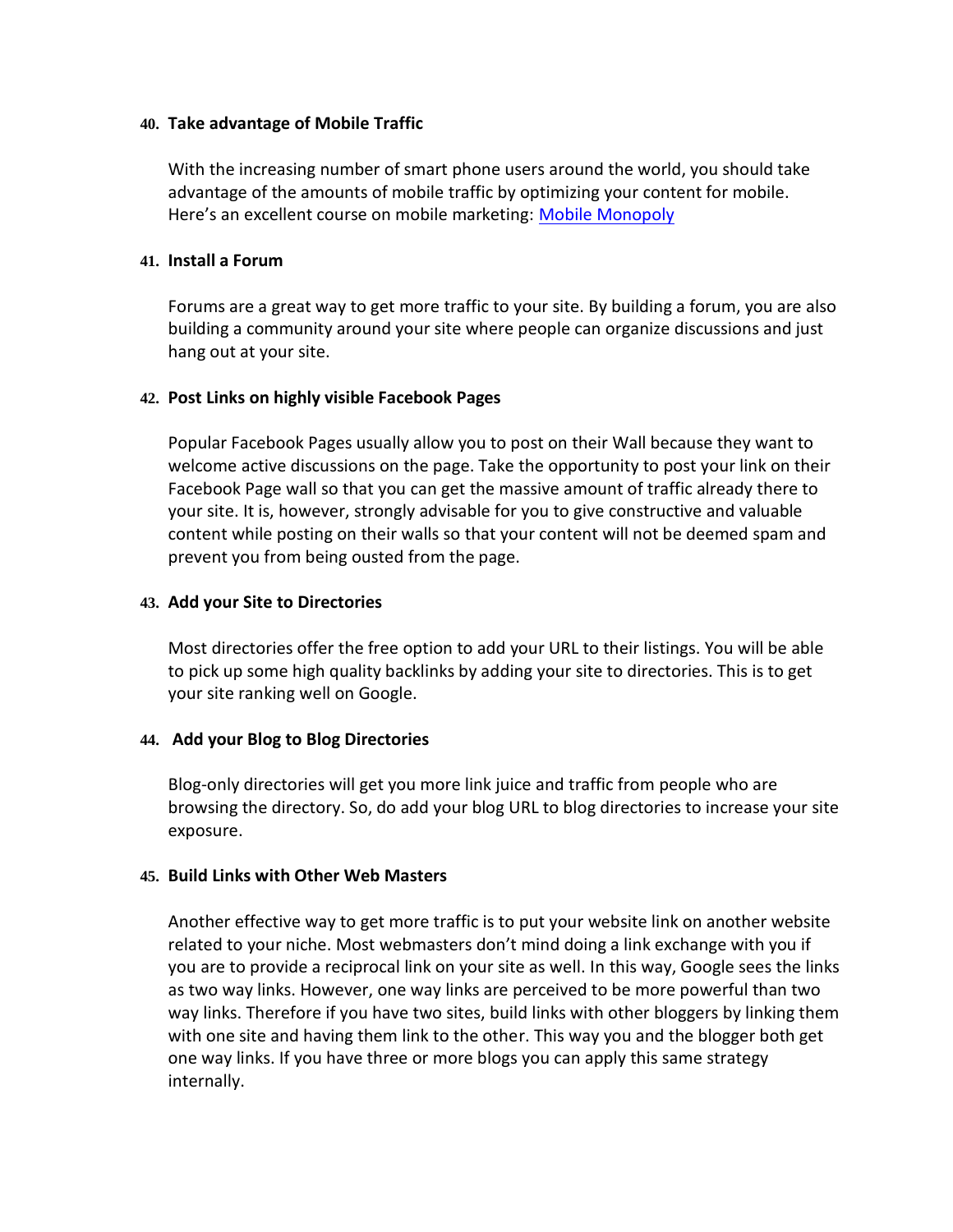**40. Take advantage of Mobile Traffic**

With the increasing number of smart phone users around the world, you should take advantage of the amounts of mobile traffic by optimizing your content for mobile. Here's an excellent course on mobile marketing: Mobile Monopoly

**41. Install a Forum**

Forums are a great way to get more traffic to your site. By building a forum, you are also building a community around your site where people can organize discussions and just hang out at your site.

**42. Post Links on highly visible Facebook Pages**

Popular Facebook Pages usually allow you to post on their Wall because they want to welcome active discussions on the page. Take the opportunity to post your link on their Facebook Page wall so that you can get the massive amount of traffic already there to your site. It is, however, strongly advisable for you to give constructive and valuable content while posting on their walls so that your content will not be deemed spam and prevent you from being ousted from the page.

**43. Add your Site to Directories**

Most directories offer the free option to add your URL to their listings. You will be able to pick up some high quality backlinks by adding your site to directories. This is to get your site ranking well on Google.

**44. Add your Blog to Blog Directories**

Blog-only directories will get you more link juice and traffic from people who are browsing the directory. So, do add your blog URL to blog directories to increase your site exposure.

**45. Build Links with Other Web Masters**

Another effective way to get more traffic is to put your website link on another website related to your niche. Most webmasters don't mind doing a link exchange with you if you are to provide a reciprocal link on your site as well. In this way, Google sees the links as two way links. However, one way links are perceived to be more powerful than two way links. Therefore if you have two sites, build links with other bloggers by linking them with one site and having them link to the other. This way you and the blogger both get one way links. If you have three or more blogs you can apply this same strategy internally.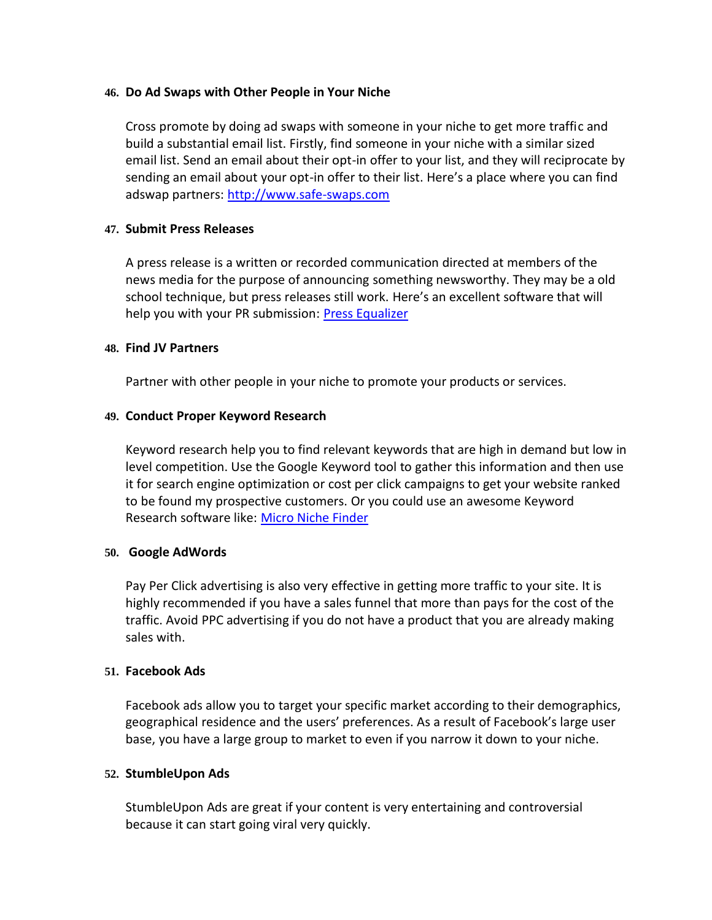**46. Do Ad Swaps with Other People in Your Niche**

Cross promote by doing ad swaps with someone in your niche to get more traffic and build a substantial email list. Firstly, find someone in your niche with a similar sized email list. Send an email about their opt-in offer to your list, and they will reciprocate by sending an email about your opt-in offer to their list. Here's a place where you can find adswap partners: [http://www.safe-swaps.com](http://www.safe-swaps.com)

**47. Submit Press Releases**

A press release is a written or recorded communication directed at members of the news media for the purpose of announcing something newsworthy. They may be a old school technique, but press releases still work. Here's an excellent software that will help you with your PR submission: Press Equalizer

**48. Find JV Partners**

Partner with other people in your niche to promote your products or services.

**49. Conduct Proper Keyword Research**

Keyword research help you to find relevant keywords that are high in demand but low in level competition. Use the Google Keyword tool to gather this information and then use it for search engine optimization or cost per click campaigns to get your website ranked to be found my prospective customers. Or you could use an awesome Keyword Research software like: Micro Niche Finder

**50. Google AdWords**

Pay Per Click advertising is also very effective in getting more traffic to your site. It is highly recommended if you have a sales funnel that more than pays for the cost of the traffic. Avoid PPC advertising if you do not have a product that you are already making sales with.

**51. Facebook Ads**

Facebook ads allow you to target your specific market according to their demographics, geographical residence and the users' preferences. As a result of Facebook's large user base, you have a large group to market to even if you narrow it down to your niche.

**52. StumbleUpon Ads**

StumbleUpon Ads are great if your content is very entertaining and controversial because it can start going viral very quickly.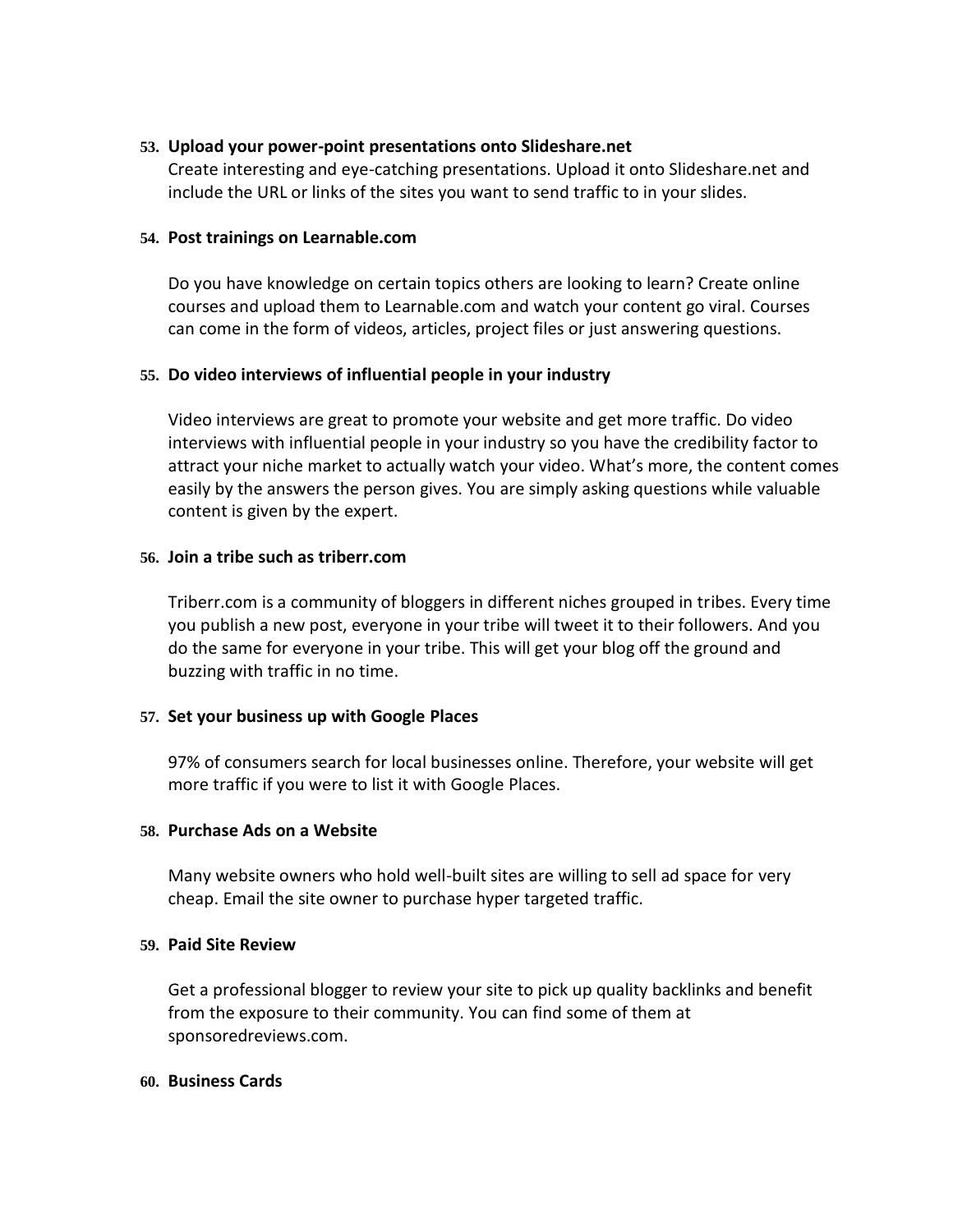**53. Upload your power-point presentations onto Slideshare.net**

Create interesting and eye-catching presentations. Upload it onto Slideshare.net and include the URL or links of the sites you want to send traffic to in your slides.

**54. Post trainings on Learnable.com**

Do you have knowledge on certain topics others are looking to learn? Create online courses and upload them to Learnable.com and watch your content go viral. Courses can come in the form of videos, articles, project files or just answering questions.

**55. Do video interviews of influential people in your industry**

Video interviews are great to promote your website and get more traffic. Do video interviews with influential people in your industry so you have the credibility factor to attract your niche market to actually watch your video. What's more, the content comes easily by the answers the person gives. You are simply asking questions while valuable content is given by the expert.

**56. Join a tribe such as triberr.com**

Triberr.com is a community of bloggers in different niches grouped in tribes. Every time you publish a new post, everyone in your tribe will tweet it to their followers. And you do the same for everyone in your tribe. This will get your blog off the ground and buzzing with traffic in no time.

**57. Set your business up with Google Places**

97% of consumers search for local businesses online. Therefore, your website will get more traffic if you were to list it with Google Places.

**58. Purchase Ads on a Website**

Many website owners who hold well-built sites are willing to sell ad space for very cheap. Email the site owner to purchase hyper targeted traffic.

**59. Paid Site Review**

Get a professional blogger to review your site to pick up quality backlinks and benefit from the exposure to their community. You can find some of them at sponsoredreviews.com.

**60. Business Cards**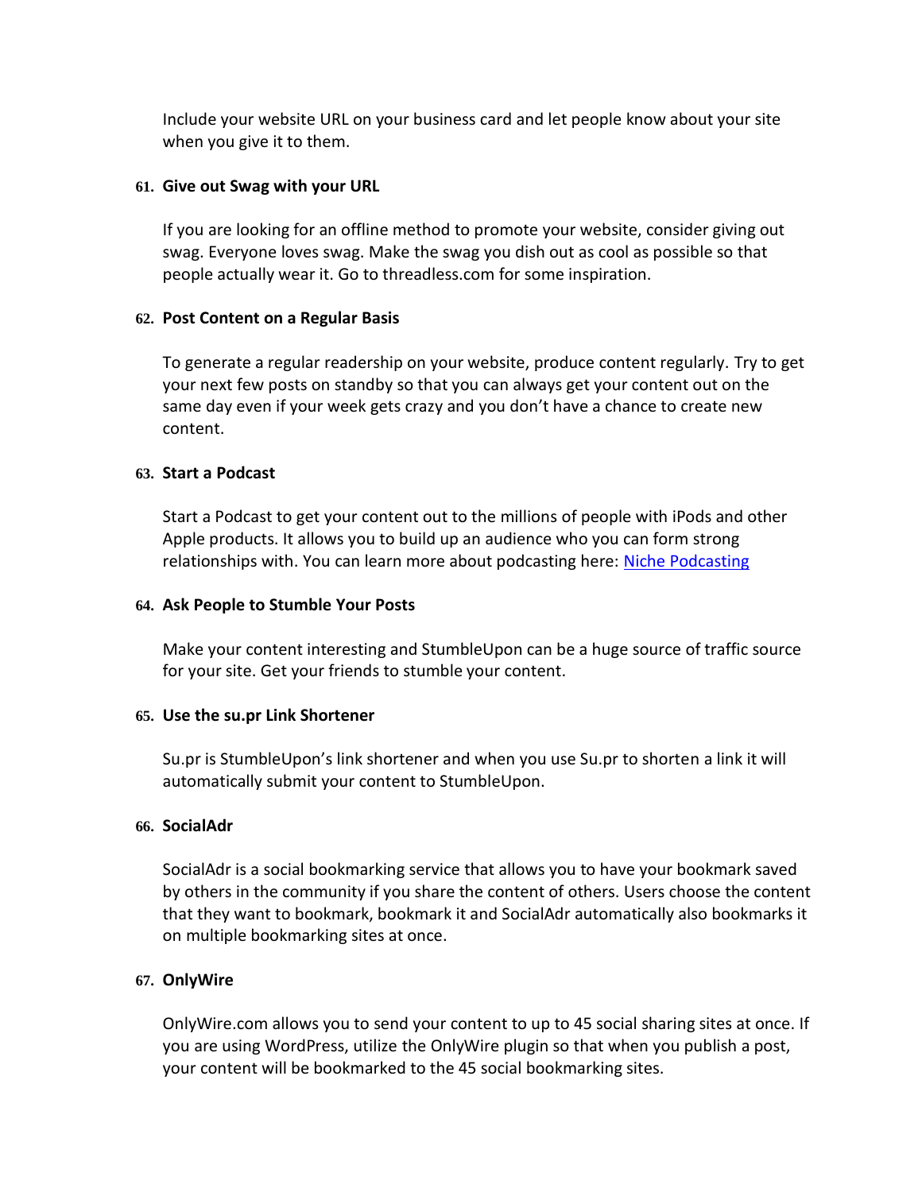Include your website URL on your business card and let people know about your site when you give it to them.

61. **Give out Swag with your URL**

If you are looking for an offline method to promote your website, consider giving out swag. Everyone loves swag. Make the swag you dish out as cool as possible so that people actually wear it. Go to threadless.com for some inspiration.

62. **Post Content on a Regular Basis**

To generate a regular readership on your website, produce content regularly. Try to get your next few posts on standby so that you can always get your content out on the same day even if your week gets crazy and you don't have a chance to create new content.

63. **Start a Podcast**

Start a Podcast to get your content out to the millions of people with iPods and other Apple products. It allows you to build up an audience who you can form strong relationships with. You can learn more about podcasting here: Niche Podcasting

64. **Ask People to Stumble Your Posts**

Make your content interesting and StumbleUpon can be a huge source of traffic source for your site. Get your friends to stumble your content.

65. **Use the su.pr Link Shortener**

Su.pr is StumbleUpon's link shortener and when you use Su.pr to shorten a link it will automatically submit your content to StumbleUpon.

66. **SocialAdr**

SocialAdr is a social bookmarking service that allows you to have your bookmark saved by others in the community if you share the content of others. Users choose the content that they want to bookmark, bookmark it and SocialAdr automatically also bookmarks it on multiple bookmarking sites at once.

67. **OnlyWire**

OnlyWire.com allows you to send your content to up to 45 social sharing sites at once. If you are using WordPress, utilize the OnlyWire plugin so that when you publish a post, your content will be bookmarked to the 45 social bookmarking sites.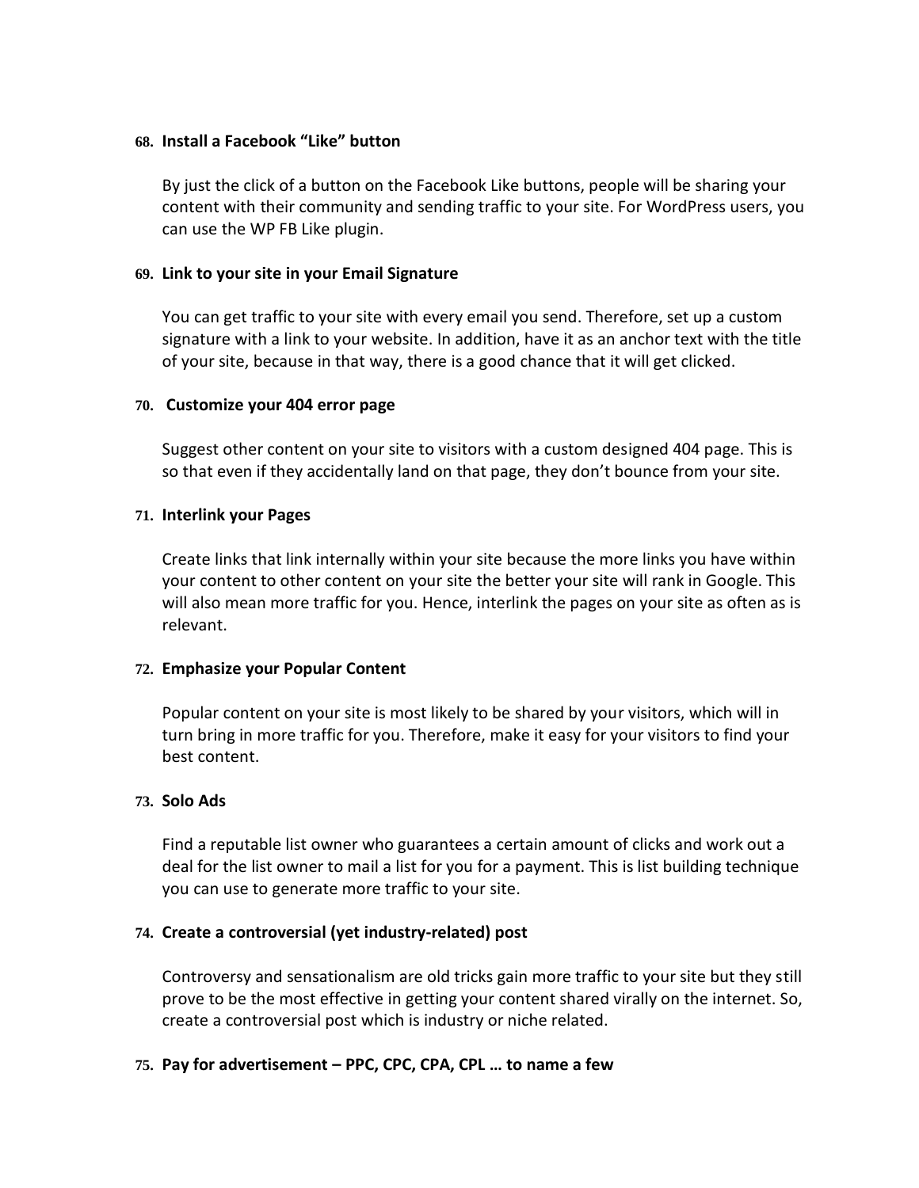**68. Install a Facebook "Like" button**

By just the click of a button on the Facebook Like buttons, people will be sharing your content with their community and sending traffic to your site. For WordPress users, you can use the WP FB Like plugin.

**69. Link to your site in your Email Signature**

You can get traffic to your site with every email you send. Therefore, set up a custom signature with a link to your website. In addition, have it as an anchor text with the title of your site, because in that way, there is a good chance that it will get clicked.

**70. Customize your 404 error page**

Suggest other content on your site to visitors with a custom designed 404 page. This is so that even if they accidentally land on that page, they don't bounce from your site.

**71. Interlink your Pages**

Create links that link internally within your site because the more links you have within your content to other content on your site the better your site will rank in Google. This will also mean more traffic for you. Hence, interlink the pages on your site as often as is relevant.

**72. Emphasize your Popular Content**

Popular content on your site is most likely to be shared by your visitors, which will in turn bring in more traffic for you. Therefore, make it easy for your visitors to find your best content.

**73. Solo Ads**

Find a reputable list owner who guarantees a certain amount of clicks and work out a deal for the list owner to mail a list for you for a payment. This is list building technique you can use to generate more traffic to your site.

**74. Create a controversial (yet industry-related) post**

Controversy and sensationalism are old tricks gain more traffic to your site but they still prove to be the most effective in getting your content shared virally on the internet. So, create a controversial post which is industry or niche related.

**75. Pay for advertisement – PPC, CPC, CPA, CPL … to name a few**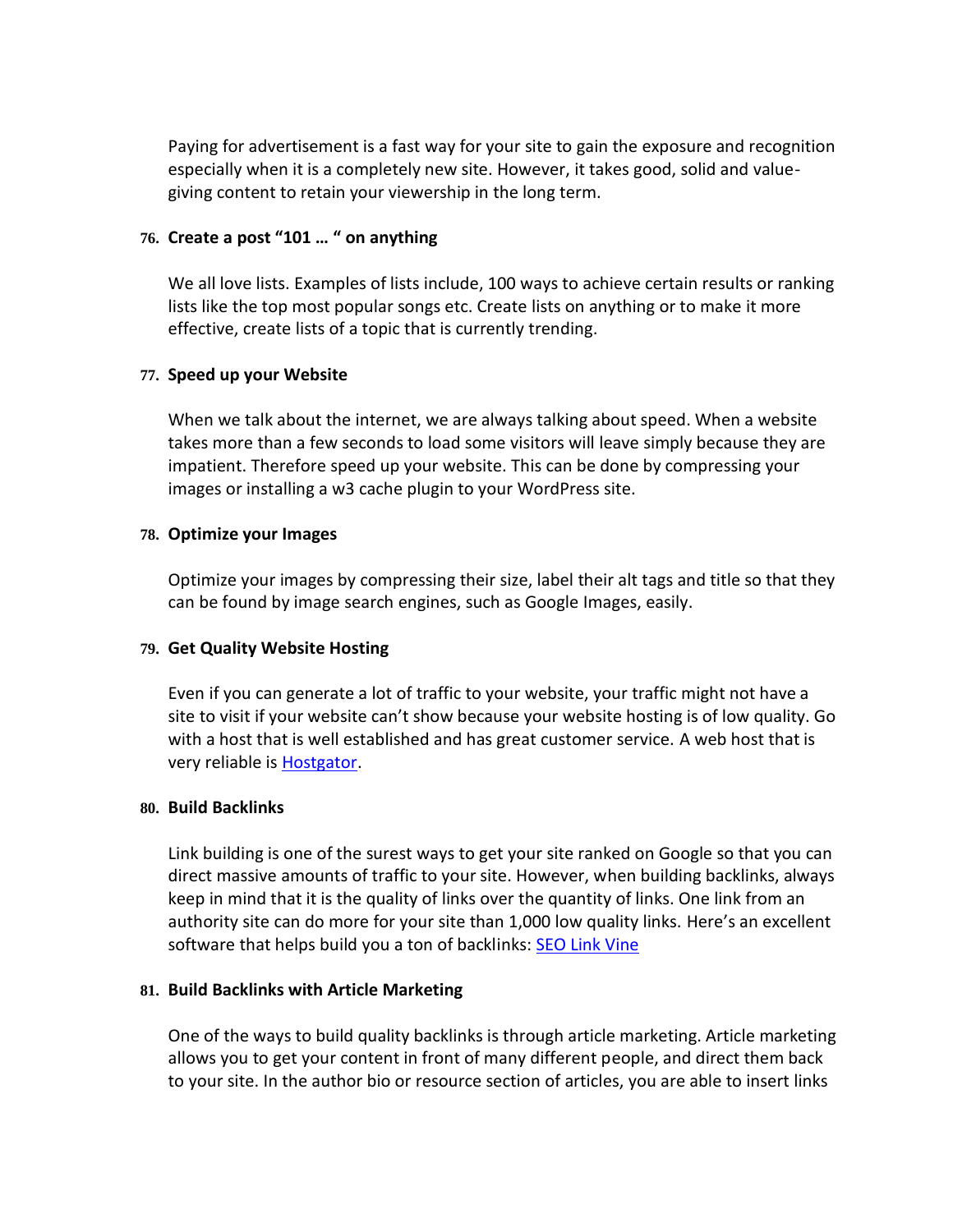Paying for advertisement is a fast way for your site to gain the exposure and recognition especially when it is a completely new site. However, it takes good, solid and value-giving content to retain your viewership in the long term.

76. **Create a post "101 … " on anything**

We all love lists. Examples of lists include, 100 ways to achieve certain results or ranking lists like the top most popular songs etc. Create lists on anything or to make it more effective, create lists of a topic that is currently trending.

77. **Speed up your Website**

When we talk about the internet, we are always talking about speed. When a website takes more than a few seconds to load some visitors will leave simply because they are impatient. Therefore speed up your website. This can be done by compressing your images or installing a w3 cache plugin to your WordPress site.

78. **Optimize your Images**

Optimize your images by compressing their size, label their alt tags and title so that they can be found by image search engines, such as Google Images, easily.

79. **Get Quality Website Hosting**

Even if you can generate a lot of traffic to your website, your traffic might not have a site to visit if your website can't show because your website hosting is of low quality. Go with a host that is well established and has great customer service. A web host that is very reliable is Hostgator.

80. **Build Backlinks**

Link building is one of the surest ways to get your site ranked on Google so that you can direct massive amounts of traffic to your site. However, when building backlinks, always keep in mind that it is the quality of links over the quantity of links. One link from an authority site can do more for your site than 1,000 low quality links. Here's an excellent software that helps build you a ton of backlinks: SEO Link Vine

81. **Build Backlinks with Article Marketing**

One of the ways to build quality backlinks is through article marketing. Article marketing allows you to get your content in front of many different people, and direct them back to your site. In the author bio or resource section of articles, you are able to insert links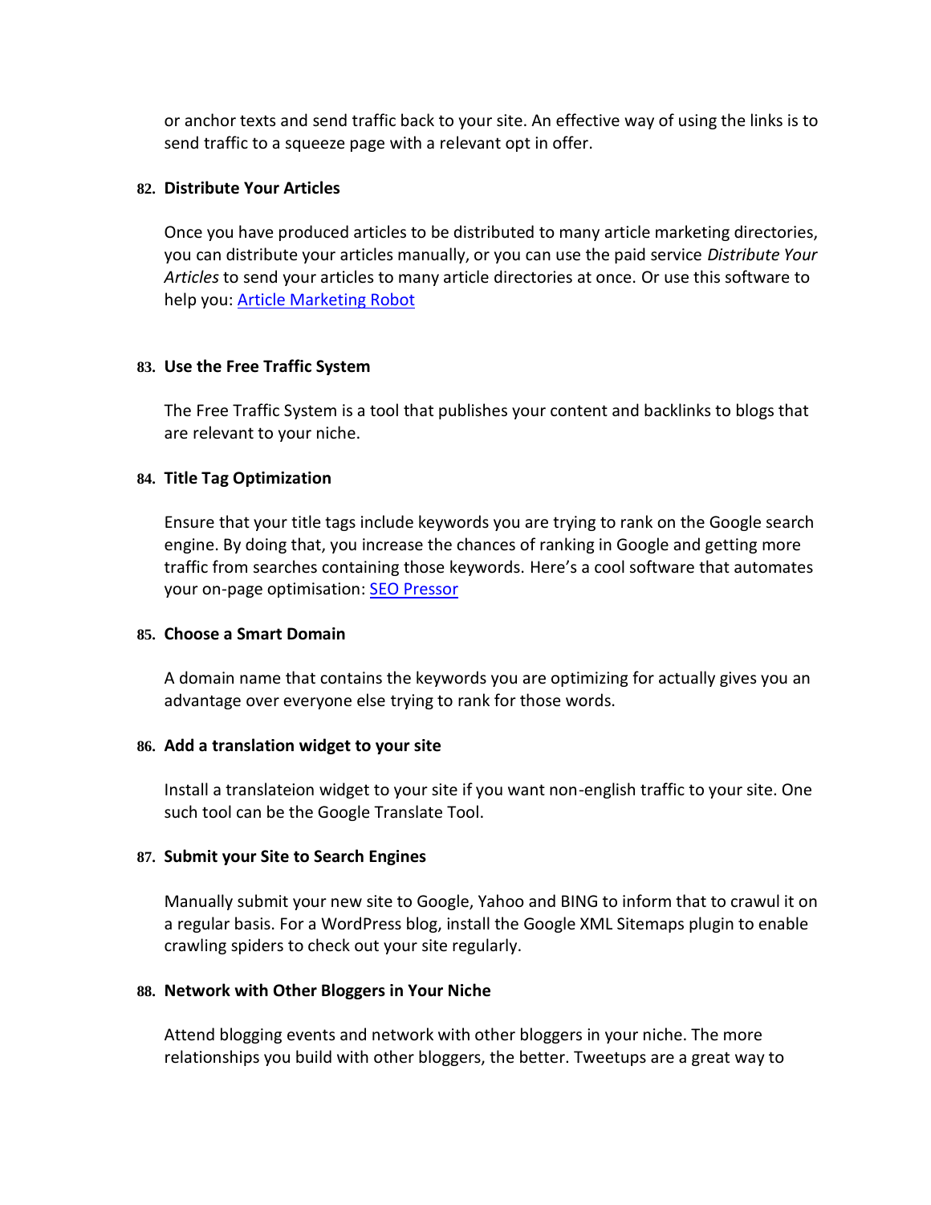or anchor texts and send traffic back to your site. An effective way of using the links is to send traffic to a squeeze page with a relevant opt in offer.

82. **Distribute Your Articles**

Once you have produced articles to be distributed to many article marketing directories, you can distribute your articles manually, or you can use the paid service *Distribute Your Articles* to send your articles to many article directories at once. Or use this software to help you: Article Marketing Robot

83. **Use the Free Traffic System**

The Free Traffic System is a tool that publishes your content and backlinks to blogs that are relevant to your niche.

84. **Title Tag Optimization**

Ensure that your title tags include keywords you are trying to rank on the Google search engine. By doing that, you increase the chances of ranking in Google and getting more traffic from searches containing those keywords. Here's a cool software that automates your on-page optimisation: SEO Pressor

85. **Choose a Smart Domain**

A domain name that contains the keywords you are optimizing for actually gives you an advantage over everyone else trying to rank for those words.

86. **Add a translation widget to your site**

Install a translateion widget to your site if you want non-english traffic to your site. One such tool can be the Google Translate Tool.

87. **Submit your Site to Search Engines**

Manually submit your new site to Google, Yahoo and BING to inform that to crawul it on a regular basis. For a WordPress blog, install the Google XML Sitemaps plugin to enable crawling spiders to check out your site regularly.

88. **Network with Other Bloggers in Your Niche**

Attend blogging events and network with other bloggers in your niche. The more relationships you build with other bloggers, the better. Tweetups are a great way to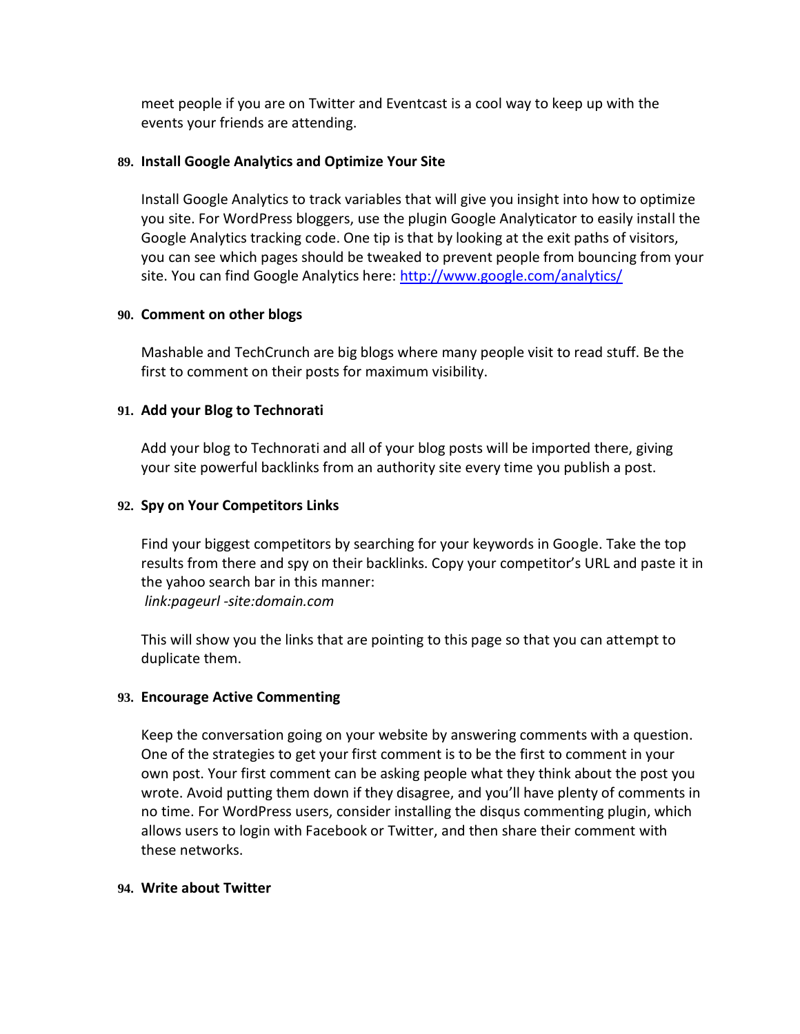meet people if you are on Twitter and Eventcast is a cool way to keep up with the events your friends are attending.

**89. Install Google Analytics and Optimize Your Site**

Install Google Analytics to track variables that will give you insight into how to optimize you site. For WordPress bloggers, use the plugin Google Analyticator to easily install the Google Analytics tracking code. One tip is that by looking at the exit paths of visitors, you can see which pages should be tweaked to prevent people from bouncing from your site. You can find Google Analytics here: [http://www.google.com/analytics/](http://www.google.com/analytics/)

**90. Comment on other blogs**

Mashable and TechCrunch are big blogs where many people visit to read stuff. Be the first to comment on their posts for maximum visibility.

**91. Add your Blog to Technorati**

Add your blog to Technorati and all of your blog posts will be imported there, giving your site powerful backlinks from an authority site every time you publish a post.

**92. Spy on Your Competitors Links**

Find your biggest competitors by searching for your keywords in Google. Take the top results from there and spy on their backlinks. Copy your competitor's URL and paste it in the yahoo search bar in this manner:
*link:pageurl -site:domain.com*

This will show you the links that are pointing to this page so that you can attempt to duplicate them.

**93. Encourage Active Commenting**

Keep the conversation going on your website by answering comments with a question. One of the strategies to get your first comment is to be the first to comment in your own post. Your first comment can be asking people what they think about the post you wrote. Avoid putting them down if they disagree, and you'll have plenty of comments in no time. For WordPress users, consider installing the disqus commenting plugin, which allows users to login with Facebook or Twitter, and then share their comment with these networks.

**94. Write about Twitter**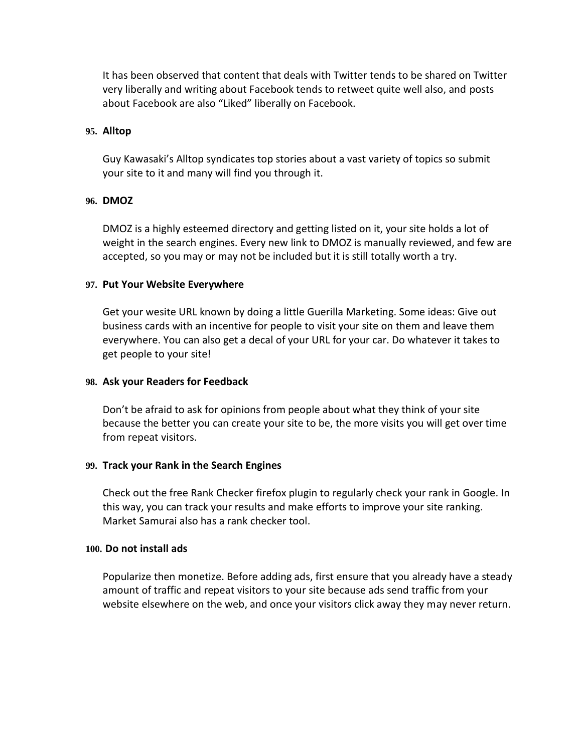It has been observed that content that deals with Twitter tends to be shared on Twitter very liberally and writing about Facebook tends to retweet quite well also, and posts about Facebook are also “Liked” liberally on Facebook.

95. **Alltop**

Guy Kawasaki’s Alltop syndicates top stories about a vast variety of topics so submit your site to it and many will find you through it.

96. **DMOZ**

DMOZ is a highly esteemed directory and getting listed on it, your site holds a lot of weight in the search engines. Every new link to DMOZ is manually reviewed, and few are accepted, so you may or may not be included but it is still totally worth a try.

97. **Put Your Website Everywhere**

Get your wesite URL known by doing a little Guerilla Marketing. Some ideas: Give out business cards with an incentive for people to visit your site on them and leave them everywhere. You can also get a decal of your URL for your car. Do whatever it takes to get people to your site!

98. **Ask your Readers for Feedback**

Don’t be afraid to ask for opinions from people about what they think of your site because the better you can create your site to be, the more visits you will get over time from repeat visitors.

99. **Track your Rank in the Search Engines**

Check out the free Rank Checker firefox plugin to regularly check your rank in Google. In this way, you can track your results and make efforts to improve your site ranking. Market Samurai also has a rank checker tool.

100. **Do not install ads**

Popularize then monetize. Before adding ads, first ensure that you already have a steady amount of traffic and repeat visitors to your site because ads send traffic from your website elsewhere on the web, and once your visitors click away they may never return.